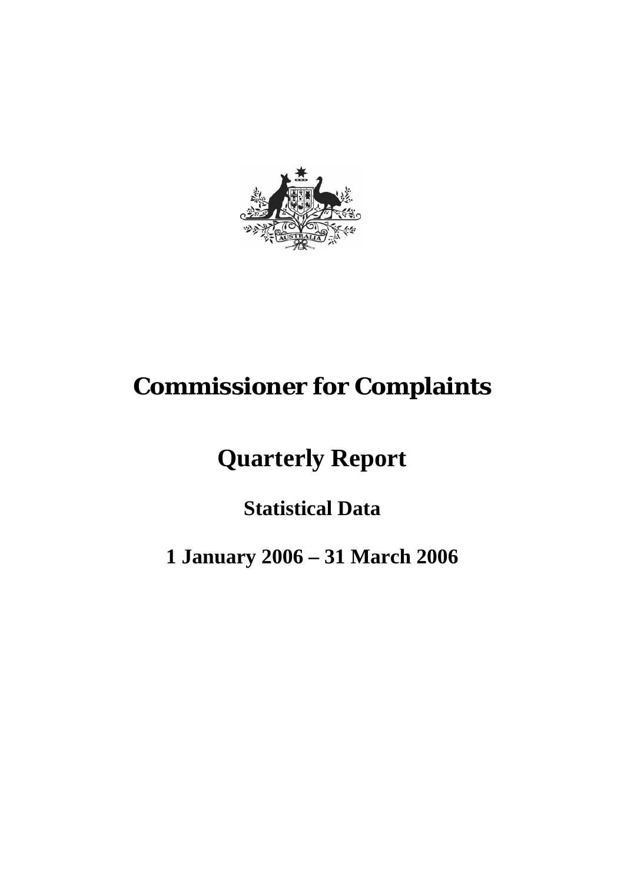# Commissioner for Complaints

## Quarterly Report

### Statistical Data

### 1 January 2006 – 31 March 2006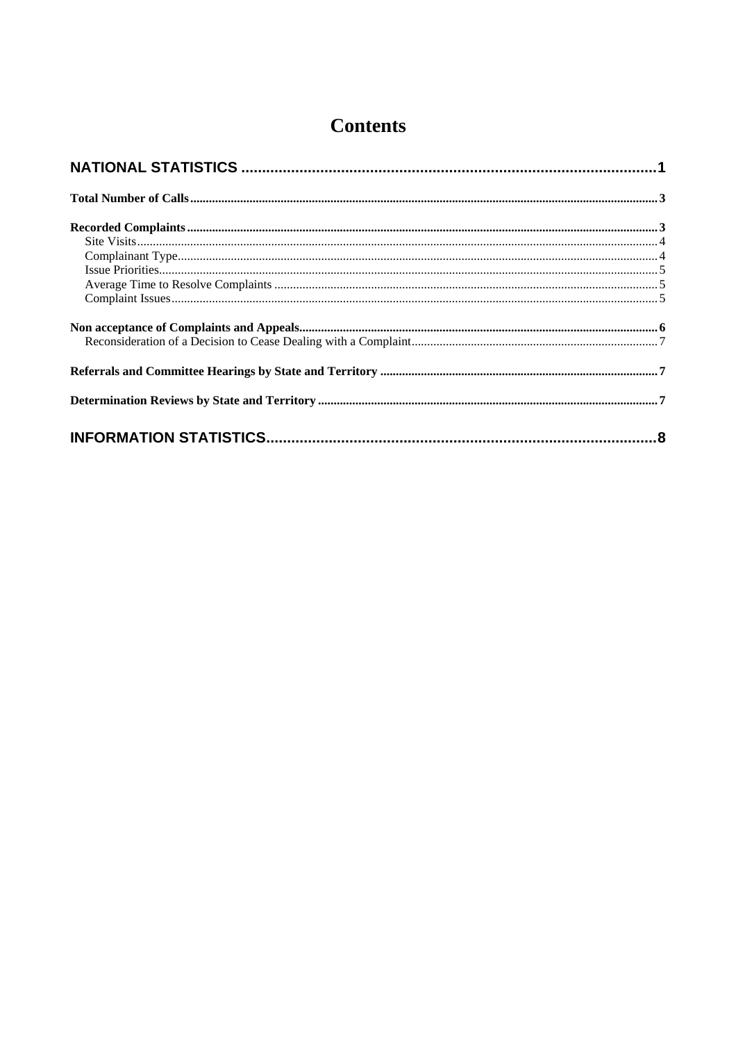# Contents

**NATIONAL STATISTICS** .......... 1

**Total Number of Calls** .......... 3

**Recorded Complaints** .......... 3
- Site Visits .......... 4
- Complainant Type .......... 4
- Issue Priorities .......... 5
- Average Time to Resolve Complaints .......... 5
- Complaint Issues .......... 5

**Non acceptance of Complaints and Appeals** .......... 6
- Reconsideration of a Decision to Cease Dealing with a Complaint .......... 7

**Referrals and Committee Hearings by State and Territory** .......... 7

**Determination Reviews by State and Territory** .......... 7

**INFORMATION STATISTICS** .......... 8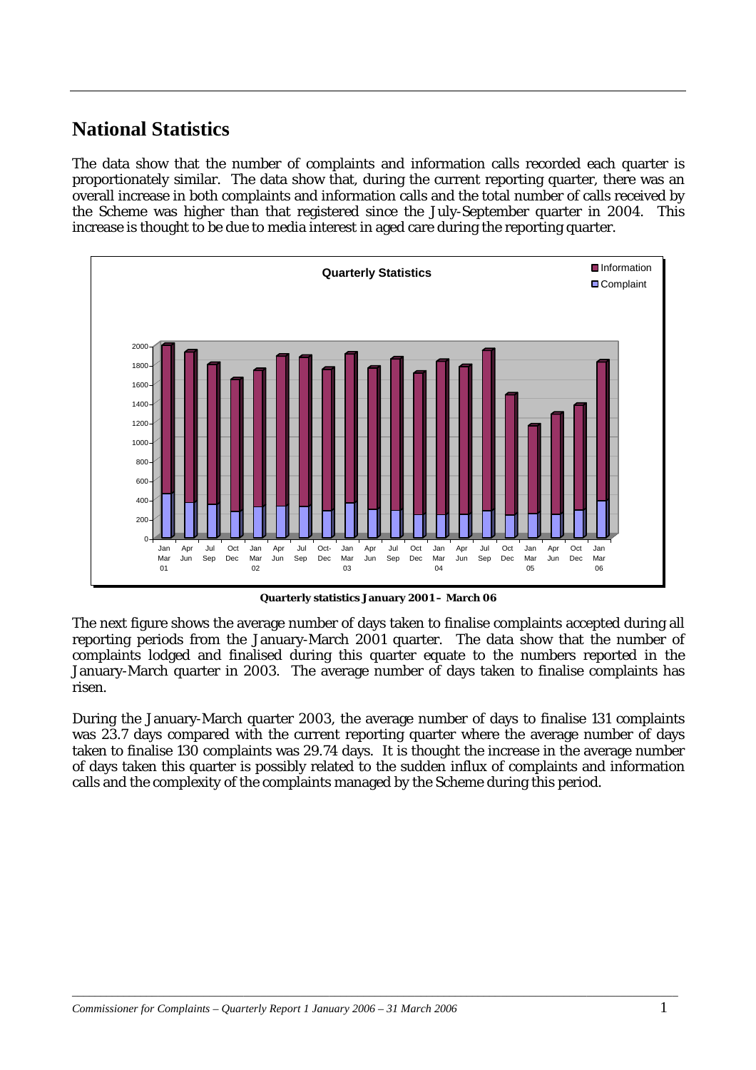## National Statistics

The data show that the number of complaints and information calls recorded each quarter is proportionately similar. The data show that, during the current reporting quarter, there was an overall increase in both complaints and information calls and the total number of calls received by the Scheme was higher than that registered since the July-September quarter in 2004. This increase is thought to be due to media interest in aged care during the reporting quarter.

**Quarterly statistics January 2001 – March 06**

The next figure shows the average number of days taken to finalise complaints accepted during all reporting periods from the January-March 2001 quarter. The data show that the number of complaints lodged and finalised during this quarter equate to the numbers reported in the January-March quarter in 2003. The average number of days taken to finalise complaints has risen.

During the January-March quarter 2003, the average number of days to finalise 131 complaints was 23.7 days compared with the current reporting quarter where the average number of days taken to finalise 130 complaints was 29.74 days. It is thought the increase in the average number of days taken this quarter is possibly related to the sudden influx of complaints and information calls and the complexity of the complaints managed by the Scheme during this period.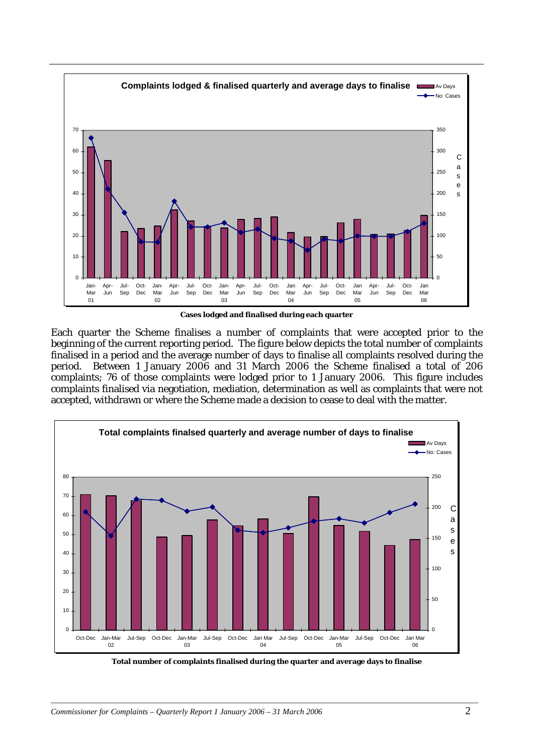Cases lodged and finalised during each quarter

Each quarter the Scheme finalises a number of complaints that were accepted prior to the beginning of the current reporting period. The figure below depicts the total number of complaints finalised in a period and the average number of days to finalise all complaints resolved during the period. Between 1 January 2006 and 31 March 2006 the Scheme finalised a total of 206 complaints; 76 of those complaints were lodged prior to 1 January 2006. This figure includes complaints finalised via negotiation, mediation, determination as well as complaints that were not accepted, withdrawn or where the Scheme made a decision to cease to deal with the matter.

Total number of complaints finalised during the quarter and average days to finalise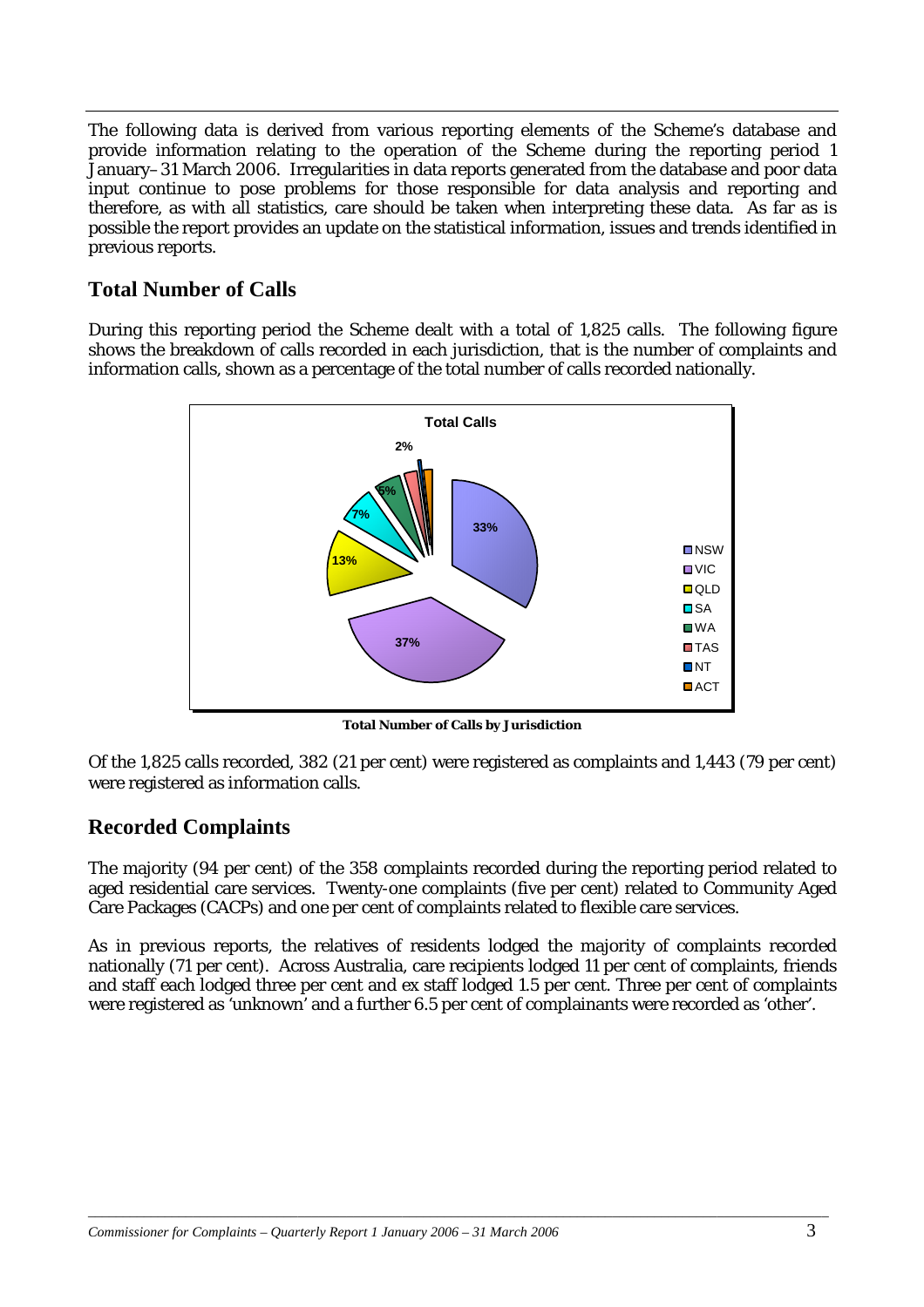The following data is derived from various reporting elements of the Scheme's database and provide information relating to the operation of the Scheme during the reporting period 1 January–31 March 2006. Irregularities in data reports generated from the database and poor data input continue to pose problems for those responsible for data analysis and reporting and therefore, as with all statistics, care should be taken when interpreting these data. As far as is possible the report provides an update on the statistical information, issues and trends identified in previous reports.

## Total Number of Calls

During this reporting period the Scheme dealt with a total of 1,825 calls. The following figure shows the breakdown of calls recorded in each jurisdiction, that is the number of complaints and information calls, shown as a percentage of the total number of calls recorded nationally.

**Total Number of Calls by Jurisdiction**

Of the 1,825 calls recorded, 382 (21 per cent) were registered as complaints and 1,443 (79 per cent) were registered as information calls.

## Recorded Complaints

The majority (94 per cent) of the 358 complaints recorded during the reporting period related to aged residential care services. Twenty-one complaints (five per cent) related to Community Aged Care Packages (CACPs) and one per cent of complaints related to flexible care services.

As in previous reports, the relatives of residents lodged the majority of complaints recorded nationally (71 per cent). Across Australia, care recipients lodged 11 per cent of complaints, friends and staff each lodged three per cent and ex staff lodged 1.5 per cent. Three per cent of complaints were registered as 'unknown' and a further 6.5 per cent of complainants were recorded as 'other'.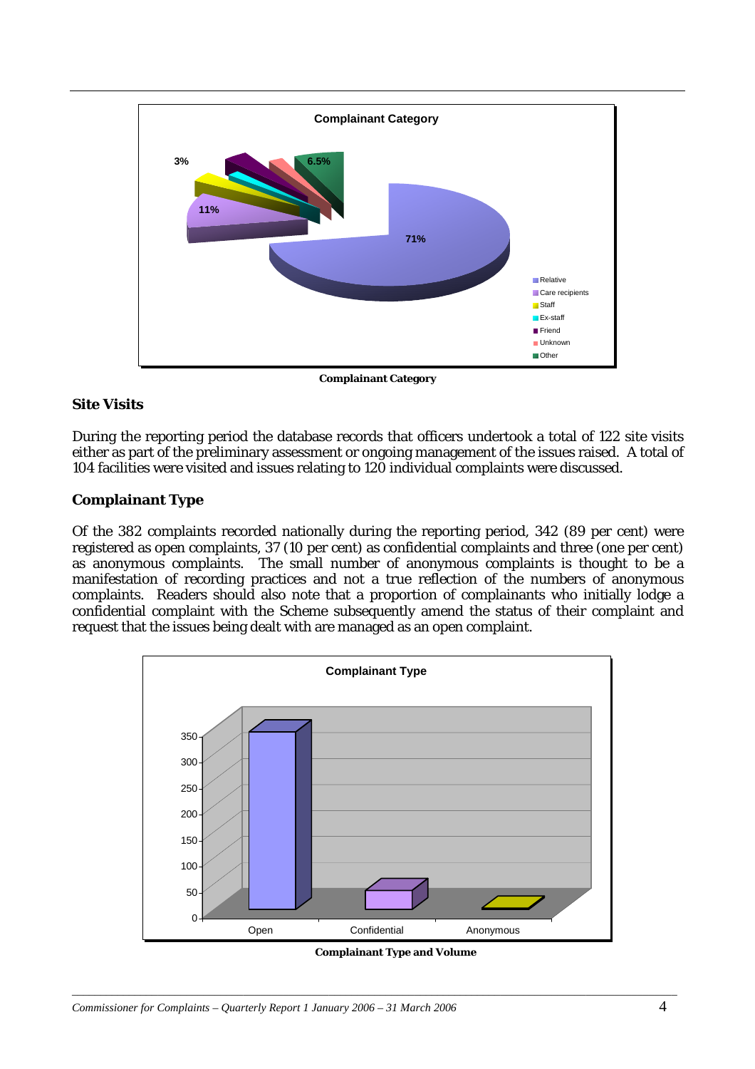**Complainant Category**

## Site Visits

During the reporting period the database records that officers undertook a total of 122 site visits either as part of the preliminary assessment or ongoing management of the issues raised. A total of 104 facilities were visited and issues relating to 120 individual complaints were discussed.

## Complainant Type

Of the 382 complaints recorded nationally during the reporting period, 342 (89 per cent) were registered as open complaints, 37 (10 per cent) as confidential complaints and three (one per cent) as anonymous complaints. The small number of anonymous complaints is thought to be a manifestation of recording practices and not a true reflection of the numbers of anonymous complaints. Readers should also note that a proportion of complainants who initially lodge a confidential complaint with the Scheme subsequently amend the status of their complaint and request that the issues being dealt with are managed as an open complaint.

**Complainant Type and Volume**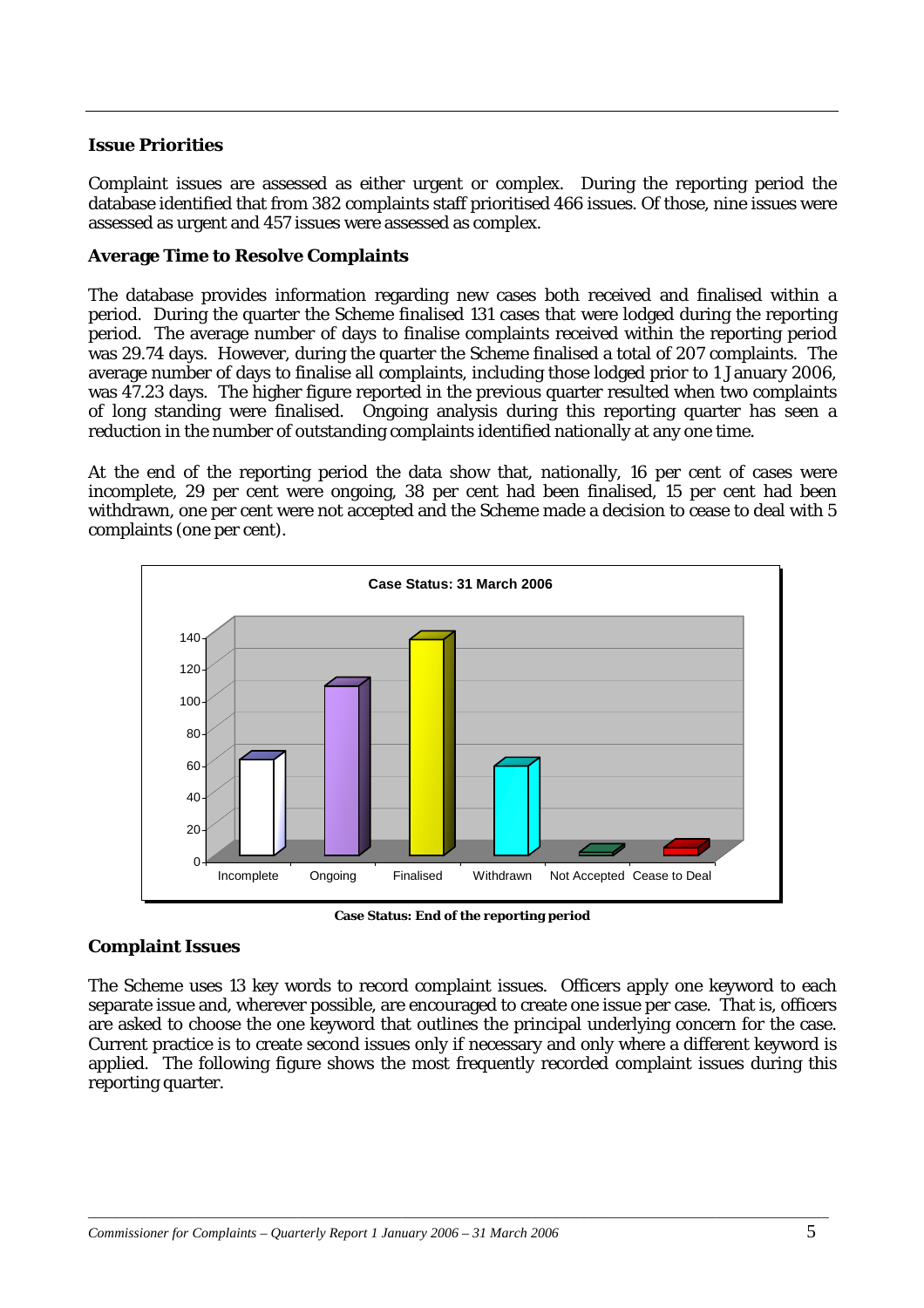**Issue Priorities**

Complaint issues are assessed as either urgent or complex. During the reporting period the database identified that from 382 complaints staff prioritised 466 issues. Of those, nine issues were assessed as urgent and 457 issues were assessed as complex.

**Average Time to Resolve Complaints**

The database provides information regarding new cases both received and finalised within a period. During the quarter the Scheme finalised 131 cases that were lodged during the reporting period. The average number of days to finalise complaints received within the reporting period was 29.74 days. However, during the quarter the Scheme finalised a total of 207 complaints. The average number of days to finalise all complaints, including those lodged prior to 1 January 2006, was 47.23 days. The higher figure reported in the previous quarter resulted when two complaints of long standing were finalised. Ongoing analysis during this reporting quarter has seen a reduction in the number of outstanding complaints identified nationally at any one time.

At the end of the reporting period the data show that, nationally, 16 per cent of cases were incomplete, 29 per cent were ongoing, 38 per cent had been finalised, 15 per cent had been withdrawn, one per cent were not accepted and the Scheme made a decision to cease to deal with 5 complaints (one per cent).

**Case Status: End of the reporting period**

**Complaint Issues**

The Scheme uses 13 key words to record complaint issues. Officers apply one keyword to each separate issue and, wherever possible, are encouraged to create one issue per case. That is, officers are asked to choose the one keyword that outlines the principal underlying concern for the case. Current practice is to create second issues only if necessary and only where a different keyword is applied. The following figure shows the most frequently recorded complaint issues during this reporting quarter.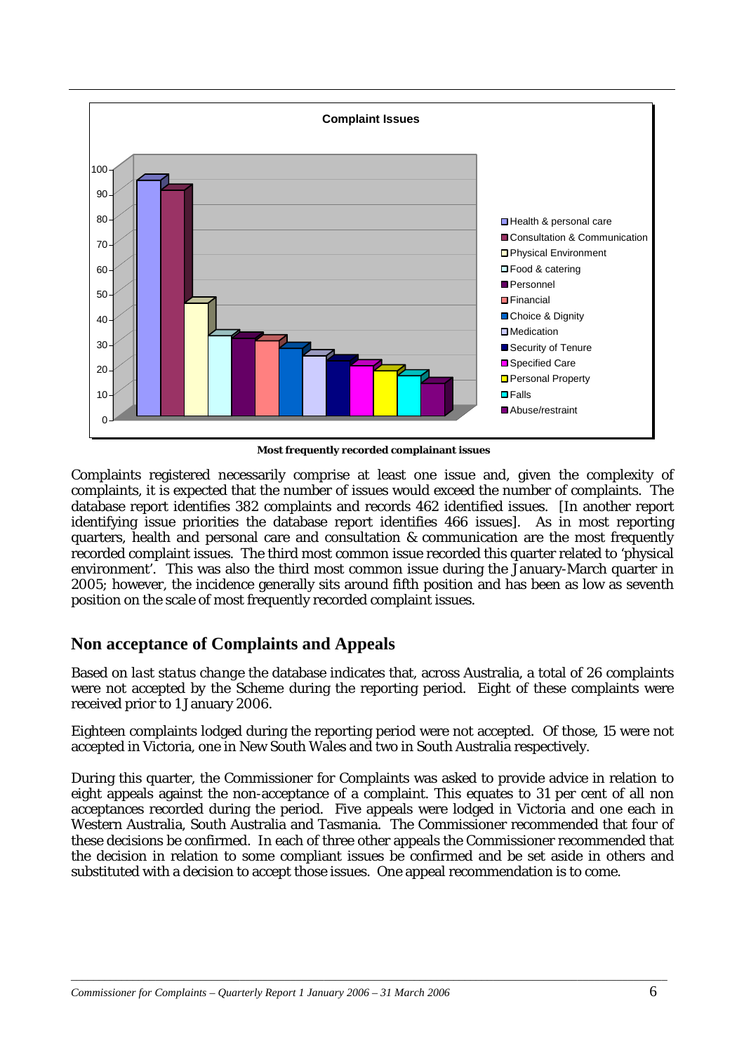**Complaint Issues**

**Most frequently recorded complainant issues**

Complaints registered necessarily comprise at least one issue and, given the complexity of complaints, it is expected that the number of issues would exceed the number of complaints. The database report identifies 382 complaints and records 462 identified issues. [In another report identifying issue priorities the database report identifies 466 issues]. As in most reporting quarters, health and personal care and consultation & communication are the most frequently recorded complaint issues. The third most common issue recorded this quarter related to 'physical environment'. This was also the third most common issue during the January-March quarter in 2005; however, the incidence generally sits around fifth position and has been as low as seventh position on the scale of most frequently recorded complaint issues.

## Non acceptance of Complaints and Appeals

Based on *last status change* the database indicates that, across Australia, a total of 26 complaints were not accepted by the Scheme during the reporting period. Eight of these complaints were received prior to 1 January 2006.

Eighteen complaints lodged during the reporting period were not accepted. Of those, 15 were not accepted in Victoria, one in New South Wales and two in South Australia respectively.

During this quarter, the Commissioner for Complaints was asked to provide advice in relation to eight appeals against the non-acceptance of a complaint. This equates to 31 per cent of all non acceptances recorded during the period. Five appeals were lodged in Victoria and one each in Western Australia, South Australia and Tasmania. The Commissioner recommended that four of these decisions be confirmed. In each of three other appeals the Commissioner recommended that the decision in relation to some compliant issues be confirmed and be set aside in others and substituted with a decision to accept those issues. One appeal recommendation is to come.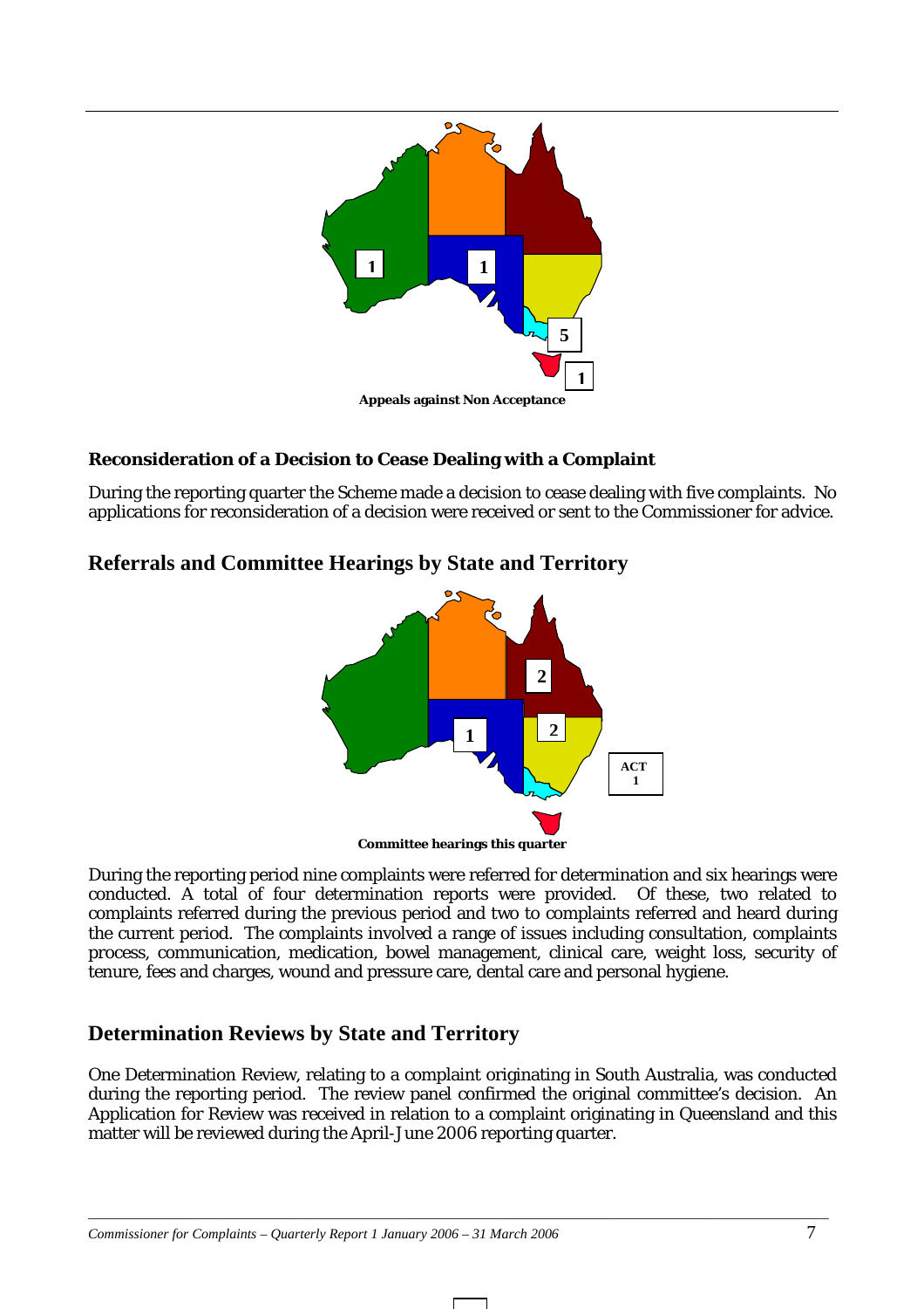Appeals against Non Acceptance

**Reconsideration of a Decision to Cease Dealing with a Complaint**

During the reporting quarter the Scheme made a decision to cease dealing with five complaints. No applications for reconsideration of a decision were received or sent to the Commissioner for advice.

## Referrals and Committee Hearings by State and Territory

Committee hearings this quarter

During the reporting period nine complaints were referred for determination and six hearings were conducted. A total of four determination reports were provided. Of these, two related to complaints referred during the previous period and two to complaints referred and heard during the current period. The complaints involved a range of issues including consultation, complaints process, communication, medication, bowel management, clinical care, weight loss, security of tenure, fees and charges, wound and pressure care, dental care and personal hygiene.

## Determination Reviews by State and Territory

One Determination Review, relating to a complaint originating in South Australia, was conducted during the reporting period. The review panel confirmed the original committee's decision. An Application for Review was received in relation to a complaint originating in Queensland and this matter will be reviewed during the April-June 2006 reporting quarter.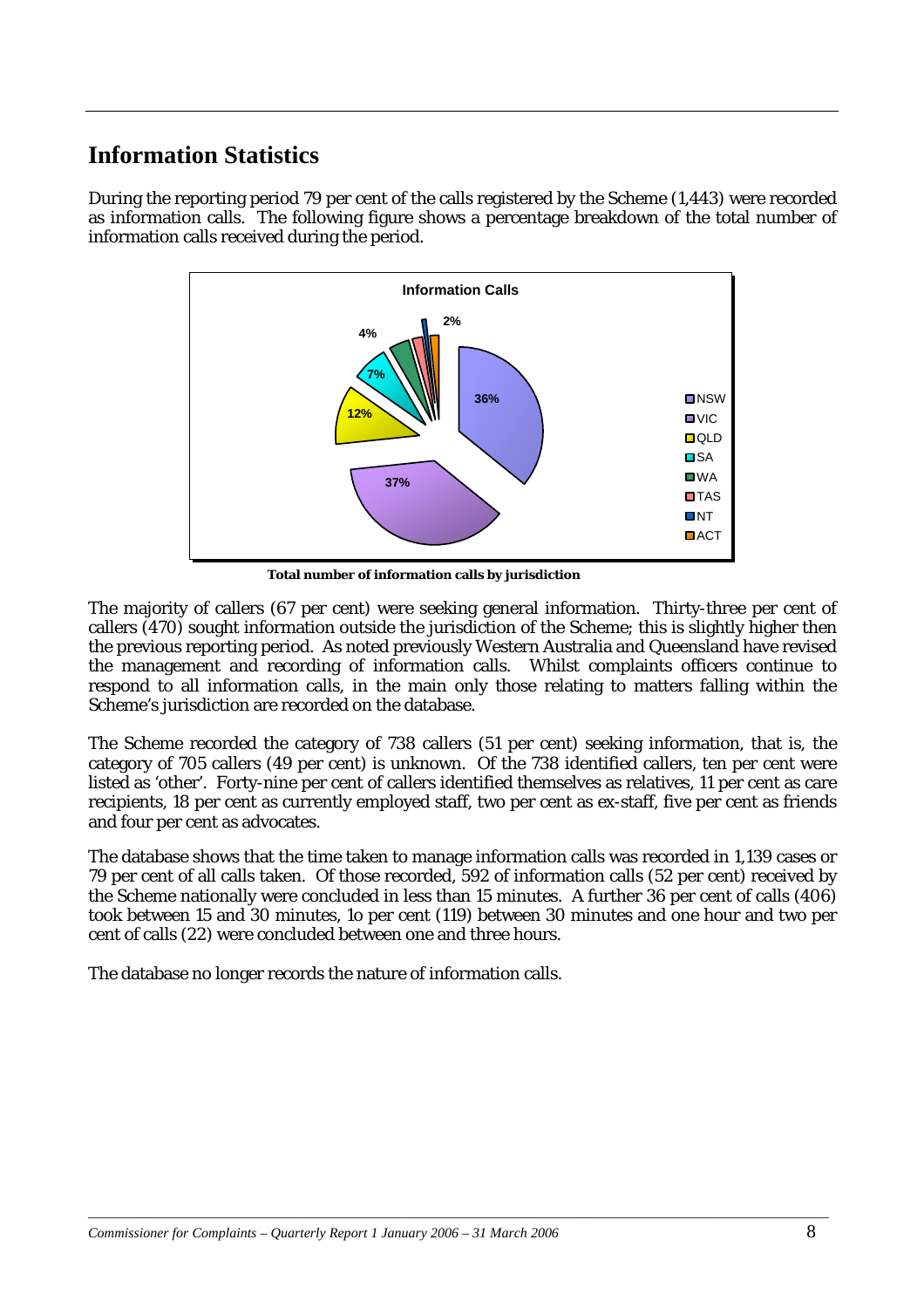## Information Statistics

During the reporting period 79 per cent of the calls registered by the Scheme (1,443) were recorded as information calls. The following figure shows a percentage breakdown of the total number of information calls received during the period.

Information Calls

36%
37%
12%
7%
4%
2%

NSW
VIC
QLD
SA
WA
TAS
NT
ACT

**Total number of information calls by jurisdiction**

The majority of callers (67 per cent) were seeking general information. Thirty-three per cent of callers (470) sought information outside the jurisdiction of the Scheme; this is slightly higher then the previous reporting period. As noted previously Western Australia and Queensland have revised the management and recording of information calls. Whilst complaints officers continue to respond to all information calls, in the main only those relating to matters falling within the Scheme's jurisdiction are recorded on the database.

The Scheme recorded the category of 738 callers (51 per cent) seeking information, that is, the category of 705 callers (49 per cent) is unknown. Of the 738 identified callers, ten per cent were listed as 'other'. Forty-nine per cent of callers identified themselves as relatives, 11 per cent as care recipients, 18 per cent as currently employed staff, two per cent as ex-staff, five per cent as friends and four per cent as advocates.

The database shows that the time taken to manage information calls was recorded in 1,139 cases or 79 per cent of all calls taken. Of those recorded, 592 of information calls (52 per cent) received by the Scheme nationally were concluded in less than 15 minutes. A further 36 per cent of calls (406) took between 15 and 30 minutes, 1o per cent (119) between 30 minutes and one hour and two per cent of calls (22) were concluded between one and three hours.

The database no longer records the nature of information calls.